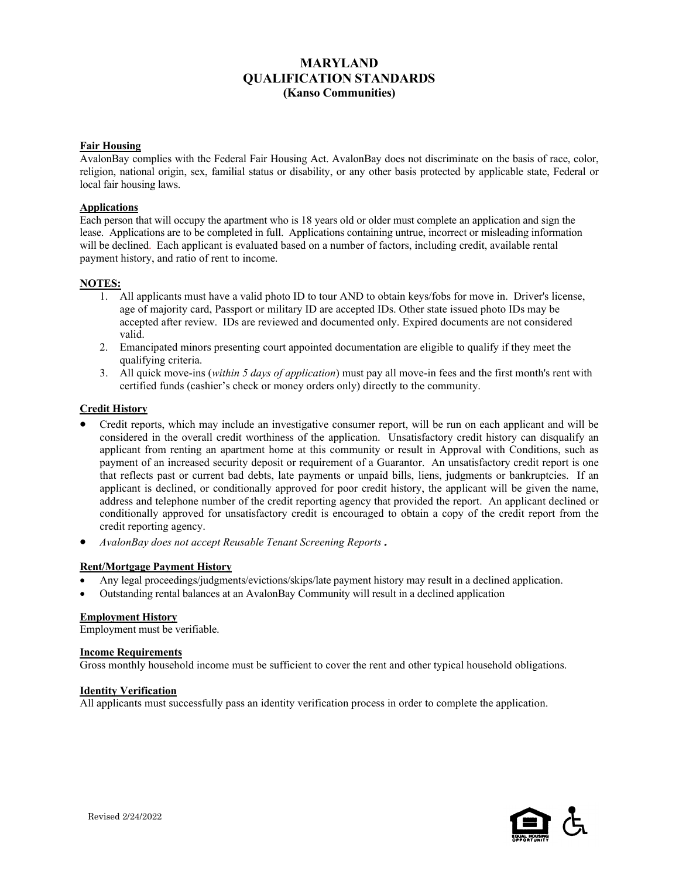# MARYLAND QUALIFICATION STANDARDS (Kanso Communities)

## Fair Housing

AvalonBay complies with the Federal Fair Housing Act. AvalonBay does not discriminate on the basis of race, color, religion, national origin, sex, familial status or disability, or any other basis protected by applicable state, Federal or local fair housing laws.

## Applications

Each person that will occupy the apartment who is 18 years old or older must complete an application and sign the lease. Applications are to be completed in full. Applications containing untrue, incorrect or misleading information will be declined. Each applicant is evaluated based on a number of factors, including credit, available rental payment history, and ratio of rent to income.

## NOTES:

1. All applicants must have a valid photo ID to tour AND to obtain keys/fobs for move in. Driver's license, age of majority card, Passport or military ID are accepted IDs. Other state issued photo IDs may be accepted after review. IDs are reviewed and documented only. Expired documents are not considered valid.
2. Emancipated minors presenting court appointed documentation are eligible to qualify if they meet the qualifying criteria.
3. All quick move-ins (*within 5 days of application*) must pay all move-in fees and the first month's rent with certified funds (cashier's check or money orders only) directly to the community.

## Credit History

- Credit reports, which may include an investigative consumer report, will be run on each applicant and will be considered in the overall credit worthiness of the application. Unsatisfactory credit history can disqualify an applicant from renting an apartment home at this community or result in Approval with Conditions, such as payment of an increased security deposit or requirement of a Guarantor. An unsatisfactory credit report is one that reflects past or current bad debts, late payments or unpaid bills, liens, judgments or bankruptcies. If an applicant is declined, or conditionally approved for poor credit history, the applicant will be given the name, address and telephone number of the credit reporting agency that provided the report. An applicant declined or conditionally approved for unsatisfactory credit is encouraged to obtain a copy of the credit report from the credit reporting agency.
- *AvalonBay does not accept Reusable Tenant Screening Reports* **.**

## Rent/Mortgage Payment History

- Any legal proceedings/judgments/evictions/skips/late payment history may result in a declined application.
- Outstanding rental balances at an AvalonBay Community will result in a declined application

## Employment History

Employment must be verifiable.

## Income Requirements

Gross monthly household income must be sufficient to cover the rent and other typical household obligations.

## Identity Verification

All applicants must successfully pass an identity verification process in order to complete the application.

Revised 2/24/2022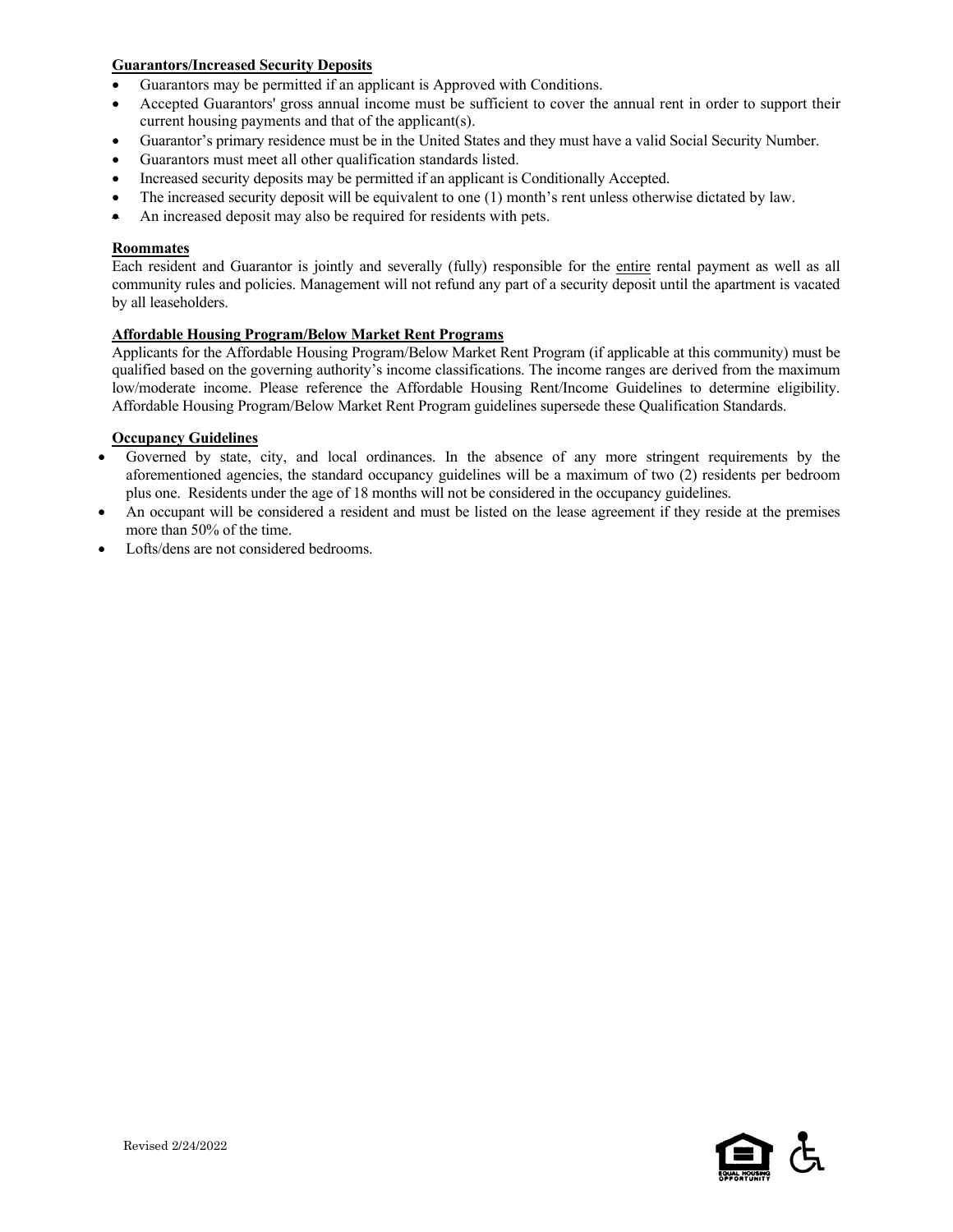**Guarantors/Increased Security Deposits**

- Guarantors may be permitted if an applicant is Approved with Conditions.
- Accepted Guarantors' gross annual income must be sufficient to cover the annual rent in order to support their current housing payments and that of the applicant(s).
- Guarantor's primary residence must be in the United States and they must have a valid Social Security Number.
- Guarantors must meet all other qualification standards listed.
- Increased security deposits may be permitted if an applicant is Conditionally Accepted.
- The increased security deposit will be equivalent to one (1) month's rent unless otherwise dictated by law.
- An increased deposit may also be required for residents with pets.

**Roommates**

Each resident and Guarantor is jointly and severally (fully) responsible for the entire rental payment as well as all community rules and policies. Management will not refund any part of a security deposit until the apartment is vacated by all leaseholders.

**Affordable Housing Program/Below Market Rent Programs**

Applicants for the Affordable Housing Program/Below Market Rent Program (if applicable at this community) must be qualified based on the governing authority's income classifications. The income ranges are derived from the maximum low/moderate income. Please reference the Affordable Housing Rent/Income Guidelines to determine eligibility. Affordable Housing Program/Below Market Rent Program guidelines supersede these Qualification Standards.

**Occupancy Guidelines**

- Governed by state, city, and local ordinances. In the absence of any more stringent requirements by the aforementioned agencies, the standard occupancy guidelines will be a maximum of two (2) residents per bedroom plus one. Residents under the age of 18 months will not be considered in the occupancy guidelines.
- An occupant will be considered a resident and must be listed on the lease agreement if they reside at the premises more than 50% of the time.
- Lofts/dens are not considered bedrooms.

Revised 2/24/2022